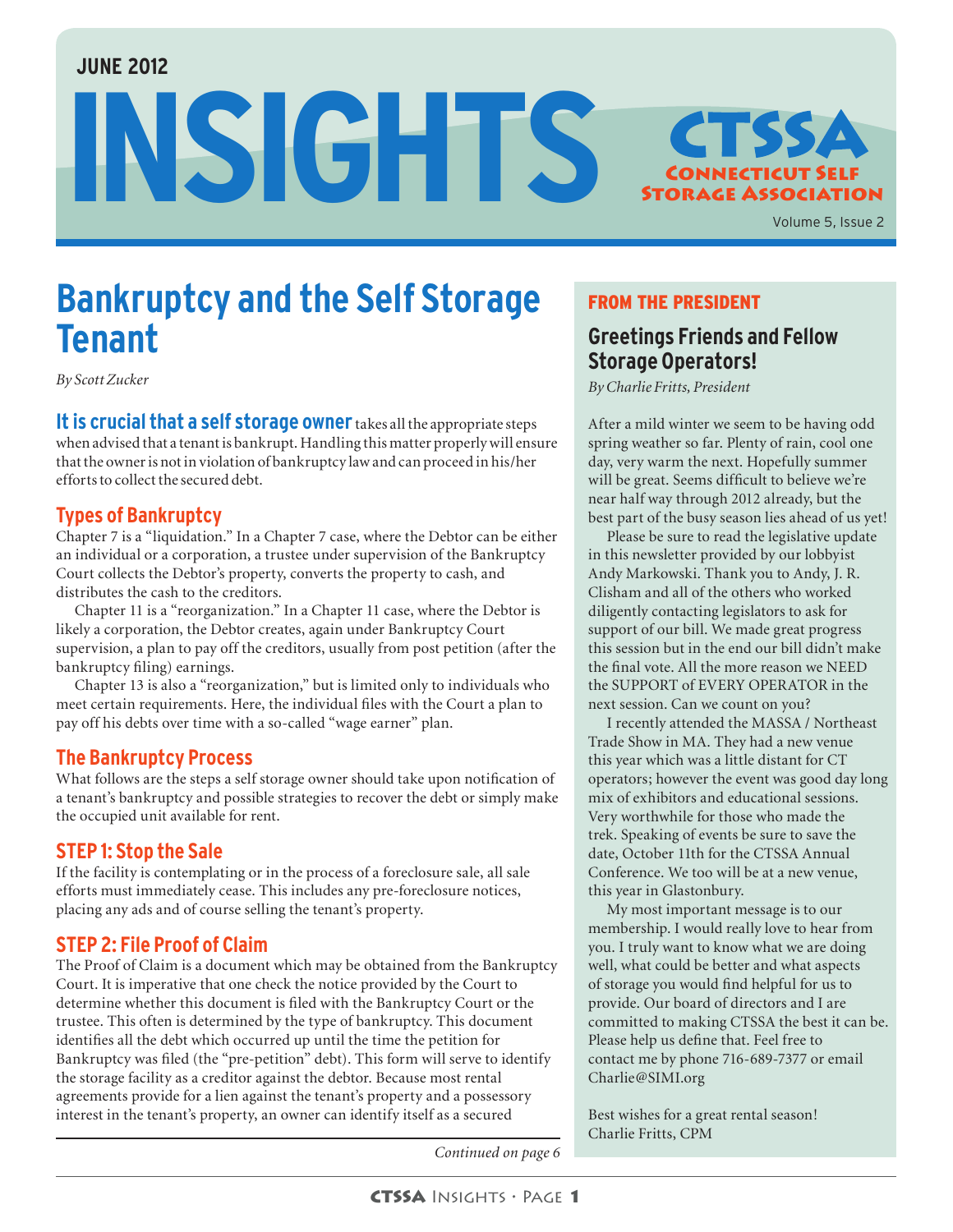JUNE 2012

# INSIGHTS

**CTSSA**
**CONNECTICUT SELF STORAGE ASSOCIATION**

# Bankruptcy and the Self Storage Tenant

*By Scott Zucker*

**It is crucial that a self storage owner** takes all the appropriate steps when advised that a tenant is bankrupt. Handling this matter properly will ensure that the owner is not in violation of bankruptcy law and can proceed in his/her efforts to collect the secured debt.

## Types of Bankruptcy

Chapter 7 is a "liquidation." In a Chapter 7 case, where the Debtor can be either an individual or a corporation, a trustee under supervision of the Bankruptcy Court collects the Debtor's property, converts the property to cash, and distributes the cash to the creditors.

Chapter 11 is a "reorganization." In a Chapter 11 case, where the Debtor is likely a corporation, the Debtor creates, again under Bankruptcy Court supervision, a plan to pay off the creditors, usually from post petition (after the bankruptcy filing) earnings.

Chapter 13 is also a "reorganization," but is limited only to individuals who meet certain requirements. Here, the individual files with the Court a plan to pay off his debts over time with a so-called "wage earner" plan.

## The Bankruptcy Process

What follows are the steps a self storage owner should take upon notification of a tenant's bankruptcy and possible strategies to recover the debt or simply make the occupied unit available for rent.

## STEP 1: Stop the Sale

If the facility is contemplating or in the process of a foreclosure sale, all sale efforts must immediately cease. This includes any pre-foreclosure notices, placing any ads and of course selling the tenant's property.

## STEP 2: File Proof of Claim

The Proof of Claim is a document which may be obtained from the Bankruptcy Court. It is imperative that one check the notice provided by the Court to determine whether this document is filed with the Bankruptcy Court or the trustee. This often is determined by the type of bankruptcy. This document identifies all the debt which occurred up until the time the petition for Bankruptcy was filed (the "pre-petition" debt). This form will serve to identify the storage facility as a creditor against the debtor. Because most rental agreements provide for a lien against the tenant's property and a possessory interest in the tenant's property, an owner can identify itself as a secured

*Continued on page 6*

## FROM THE PRESIDENT

### Greetings Friends and Fellow Storage Operators!

*By Charlie Fritts, President*

After a mild winter we seem to be having odd spring weather so far. Plenty of rain, cool one day, very warm the next. Hopefully summer will be great. Seems difficult to believe we're near half way through 2012 already, but the best part of the busy season lies ahead of us yet!

Please be sure to read the legislative update in this newsletter provided by our lobbyist Andy Markowski. Thank you to Andy, J. R. Clisham and all of the others who worked diligently contacting legislators to ask for support of our bill. We made great progress this session but in the end our bill didn't make the final vote. All the more reason we NEED the SUPPORT of EVERY OPERATOR in the next session. Can we count on you?

I recently attended the MASSA / Northeast Trade Show in MA. They had a new venue this year which was a little distant for CT operators; however the event was good day long mix of exhibitors and educational sessions. Very worthwhile for those who made the trek. Speaking of events be sure to save the date, October 11th for the CTSSA Annual Conference. We too will be at a new venue, this year in Glastonbury.

My most important message is to our membership. I would really love to hear from you. I truly want to know what we are doing well, what could be better and what aspects of storage you would find helpful for us to provide. Our board of directors and I are committed to making CTSSA the best it can be. Please help us define that. Feel free to contact me by phone 716-689-7377 or email Charlie@SIMI.org

Best wishes for a great rental season!
Charlie Fritts, CPM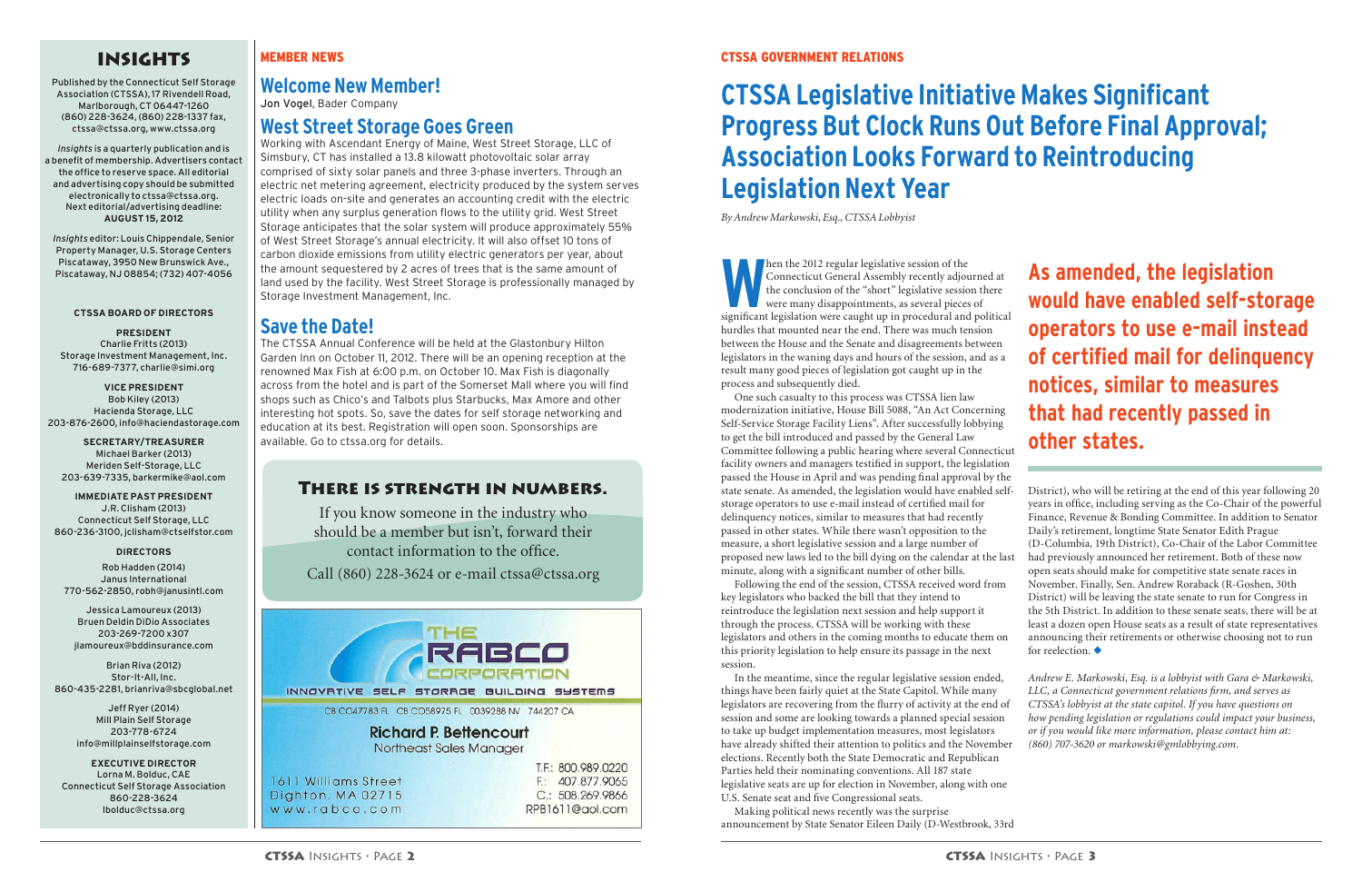# INSIGHTS

Published by the Connecticut Self Storage Association (CTSSA), 17 Rivendell Road, Marlborough, CT 06447-1260 (860) 228-3624, (860) 228-1337 fax, ctssa@ctssa.org, www.ctssa.org

*Insights* is a quarterly publication and is a benefit of membership. Advertisers contact the office to reserve space. All editorial and advertising copy should be submitted electronically to ctssa@ctssa.org. Next editorial/advertising deadline: **AUGUST 15, 2012**

*Insights* editor: Louis Chippendale, Senior Property Manager, U.S. Storage Centers Piscataway, 3950 New Brunswick Ave., Piscataway, NJ 08854; (732) 407-4056

### CTSSA BOARD OF DIRECTORS

**PRESIDENT**
Charlie Fritts (2013)
Storage Investment Management, Inc.
716-689-7377, charlie@simi.org

**VICE PRESIDENT**
Bob Kiley (2013)
Hacienda Storage, LLC
203-876-2600, info@haciendastorage.com

**SECRETARY/TREASURER**
Michael Barker (2013)
Meriden Self-Storage, LLC
203-639-7335, barkermike@aol.com

**IMMEDIATE PAST PRESIDENT**
J.R. Clisham (2013)
Connecticut Self Storage, LLC
860-236-3100, jclisham@ctselfstor.com

**DIRECTORS**

Rob Hadden (2014)
Janus International
770-562-2850, robh@janusintl.com

Jessica Lamoureux (2013)
Bruen Deldin DiDio Associates
203-269-7200 x307
jlamoureux@bddinsurance.com

Brian Riva (2012)
Stor-It-All, Inc.
860-435-2281, brianriva@sbcglobal.net

Jeff Ryer (2014)
Mill Plain Self Storage
203-778-6724
info@millplainselfstorage.com

**EXECUTIVE DIRECTOR**
Lorna M. Bolduc, CAE
Connecticut Self Storage Association
860-228-3624
lbolduc@ctssa.org

## MEMBER NEWS

## Welcome New Member!

Jon Vogel, Bader Company

## West Street Storage Goes Green

Working with Ascendant Energy of Maine, West Street Storage, LLC of Simsbury, CT has installed a 13.8 kilowatt photovoltaic solar array comprised of sixty solar panels and three 3-phase inverters. Through an electric net metering agreement, electricity produced by the system serves electric loads on-site and generates an accounting credit with the electric utility when any surplus generation flows to the utility grid. West Street Storage anticipates that the solar system will produce approximately 55% of West Street Storage's annual electricity. It will also offset 10 tons of carbon dioxide emissions from utility electric generators per year, about the amount sequestered by 2 acres of trees that is the same amount of land used by the facility. West Street Storage is professionally managed by Storage Investment Management, Inc.

## Save the Date!

The CTSSA Annual Conference will be held at the Glastonbury Hilton Garden Inn on October 11, 2012. There will be an opening reception at the renowned Max Fish at 6:00 p.m. on October 10. Max Fish is diagonally across from the hotel and is part of the Somerset Mall where you will find shops such as Chico's and Talbots plus Starbucks, Max Amore and other interesting hot spots. So, save the dates for self storage networking and education at its best. Registration will open soon. Sponsorships are available. Go to ctssa.org for details.

### There is strength in numbers.

If you know someone in the industry who should be a member but isn't, forward their contact information to the office.

Call (860) 228-3624 or e-mail ctssa@ctssa.org

THE RABCO CORPORATION
INNOVATIVE SELF STORAGE BUILDING SYSTEMS
CB CO47783 FL CB CO58975 FL 0039288 NV 744207 CA

**Richard P. Bettencourt**
Northeast Sales Manager

1611 Williams Street
Dighton, MA 02715
www.rabco.com

T.F.: 800.989.0220
F.: 407.877.9065
C.: 508.269.9866
RPB1611@aol.com

## CTSSA GOVERNMENT RELATIONS

# CTSSA Legislative Initiative Makes Significant Progress But Clock Runs Out Before Final Approval; Association Looks Forward to Reintroducing Legislation Next Year

*By Andrew Markowski, Esq., CTSSA Lobbyist*

When the 2012 regular legislative session of the Connecticut General Assembly recently adjourned at the conclusion of the "short" legislative session there were many disappointments, as several pieces of significant legislation were caught up in procedural and political hurdles that mounted near the end. There was much tension between the House and the Senate and disagreements between legislators in the waning days and hours of the session, and as a result many good pieces of legislation got caught up in the process and subsequently died.

One such casualty to this process was CTSSA lien law modernization initiative, House Bill 5088, "An Act Concerning Self-Service Storage Facility Liens". After successfully lobbying to get the bill introduced and passed by the General Law Committee following a public hearing where several Connecticut facility owners and managers testified in support, the legislation passed the House in April and was pending final approval by the state senate. As amended, the legislation would have enabled self-storage operators to use e-mail instead of certified mail for delinquency notices, similar to measures that had recently passed in other states. While there wasn't opposition to the measure, a short legislative session and a large number of proposed new laws led to the bill dying on the calendar at the last minute, along with a significant number of other bills.

**As amended, the legislation would have enabled self-storage operators to use e-mail instead of certified mail for delinquency notices, similar to measures that had recently passed in other states.**

Following the end of the session, CTSSA received word from key legislators who backed the bill that they intend to reintroduce the legislation next session and help support it through the process. CTSSA will be working with these legislators and others in the coming months to educate them on this priority legislation to help ensure its passage in the next session.

In the meantime, since the regular legislative session ended, things have been fairly quiet at the State Capitol. While many legislators are recovering from the flurry of activity at the end of session and some are looking towards a planned special session to take up budget implementation measures, most legislators have already shifted their attention to politics and the November elections. Recently both the State Democratic and Republican Parties held their nominating conventions. All 187 state legislative seats are up for election in November, along with one U.S. Senate seat and five Congressional seats.

Making political news recently was the surprise announcement by State Senator Eileen Daily (D-Westbrook, 33rd District), who will be retiring at the end of this year following 20 years in office, including serving as the Co-Chair of the powerful Finance, Revenue & Bonding Committee. In addition to Senator Daily's retirement, longtime State Senator Edith Prague (D-Columbia, 19th District), Co-Chair of the Labor Committee had previously announced her retirement. Both of these now open seats should make for competitive state senate races in November. Finally, Sen. Andrew Roraback (R-Goshen, 30th District) will be leaving the state senate to run for Congress in the 5th District. In addition to these senate seats, there will be at least a dozen open House seats as a result of state representatives announcing their retirements or otherwise choosing not to run for reelection. ◆

*Andrew E. Markowski, Esq. is a lobbyist with Gara & Markowski, LLC, a Connecticut government relations firm, and serves as CTSSA's lobbyist at the state capitol. If you have questions on how pending legislation or regulations could impact your business, or if you would like more information, please contact him at: (860) 707-3620 or markowski@gmlobbying.com.*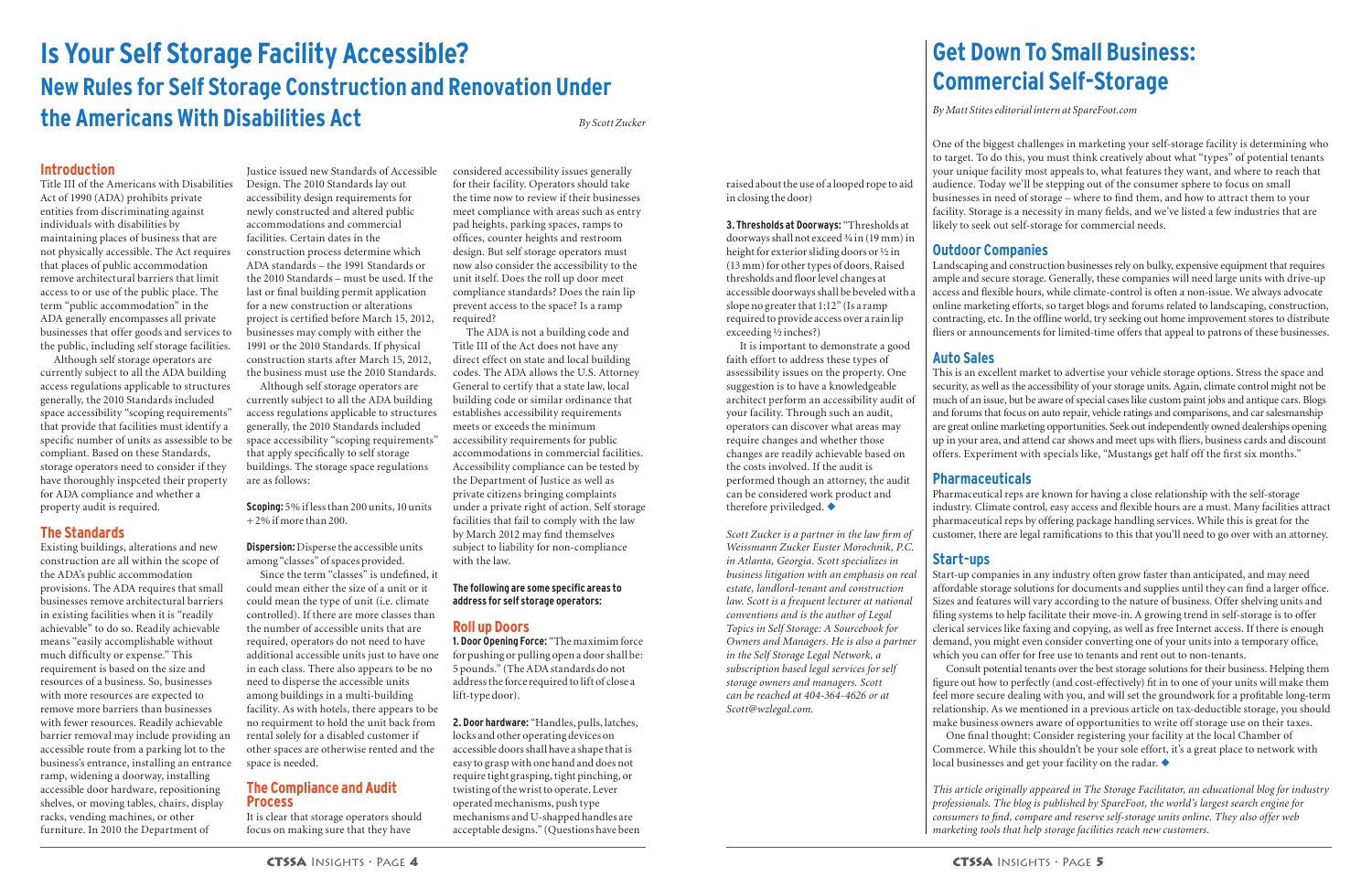# Is Your Self Storage Facility Accessible?

## New Rules for Self Storage Construction and Renovation Under the Americans With Disabilities Act

*By Scott Zucker*

### Introduction

Title III of the Americans with Disabilities Act of 1990 (ADA) prohibits private entities from discriminating against individuals with disabilities by maintaining places of business that are not physically accessible. The Act requires that places of public accommodation remove architectural barriers that limit access to or use of the public place. The term "public accommodation" in the ADA generally encompasses all private businesses that offer goods and services to the public, including self storage facilities.

Although self storage operators are currently subject to all the ADA building access regulations applicable to structures generally, the 2010 Standards included space accessibility "scoping requirements" that provide that facilities must identify a specific number of units as assessible to be compliant. Based on these Standards, storage operators need to consider if they have thoroughly inspceted their property for ADA compliance and whether a property audit is required.

### The Standards

Existing buildings, alterations and new construction are all within the scope of the ADA's public accommodation provisions. The ADA requires that small businesses remove architectural barriers in existing facilities when it is "readily achievable" to do so. Readily achievable means "easily accomplishable without much difficulty or expense." This requirement is based on the size and resources of a business. So, businesses with more resources are expected to remove more barriers than businesses with fewer resources. Readily achievable barrier removal may include providing an accessible route from a parking lot to the business's entrance, installing an entrance ramp, widening a doorway, installing accessible door hardware, repositioning shelves, or moving tables, chairs, display racks, vending machines, or other furniture. In 2010 the Department of Justice issued new Standards of Accessible Design. The 2010 Standards lay out accessibility design requirements for newly constructed and altered public accommodations and commercial facilities. Certain dates in the construction process determine which ADA standards – the 1991 Standards or the 2010 Standards – must be used. If the last or final building permit application for a new construction or alterations project is certified before March 15, 2012, businesses may comply with either the 1991 or the 2010 Standards. If physical construction starts after March 15, 2012, the business must use the 2010 Standards.

Although self storage operators are currently subject to all the ADA building access regulations applicable to structures generally, the 2010 Standards included space accessibility "scoping requirements" that apply specifically to self storage buildings. The storage space regulations are as follows:

**Scoping:** 5% if less than 200 units, 10 units + 2% if more than 200.

**Dispersion:** Disperse the accessible units among "classes" of spaces provided.

Since the term "classes" is undefined, it could mean either the size of a unit or it could mean the type of unit (i.e. climate controlled). If there are more classes than the number of accessible units that are required, operators do not need to have additional accessible units just to have one in each class. There also appears to be no need to disperse the accessible units among buildings in a multi-building facility. As with hotels, there appears to be no requirement to hold the unit back from rental solely for a disabled customer if other spaces are otherwise rented and the space is needed.

### The Compliance and Audit Process

It is clear that storage operators should focus on making sure that they have considered accessibility issues generally for their facility. Operators should take the time now to review if their businesses meet compliance with areas such as entry pad heights, parking spaces, ramps to offices, counter heights and restroom design. But self storage operators must now also consider the accessibility to the unit itself. Does the roll up door meet compliance standards? Does the rain lip prevent access to the space? Is a ramp required?

The ADA is not a building code and Title III of the Act does not have any direct effect on state and local building codes. The ADA allows the U.S. Attorney General to certify that a state law, local building code or similar ordinance that establishes accessibility requirements meets or exceeds the minimum accessibility requirements for public accommodations in commercial facilities. Accessibility compliance can be tested by the Department of Justice as well as private citizens bringing complaints under a private right of action. Self storage facilities that fail to comply with the law by March 2012 may find themselves subject to liability for non-compliance with the law.

**The following are some specific areas to address for self storage operators:**

### Roll up Doors

**1. Door Opening Force:** "The maximim force for pushing or pulling open a door shall be: 5 pounds." (The ADA standards do not address the force required to lift of close a lift-type door).

**2. Door hardware:** "Handles, pulls, latches, locks and other operating devices on accessible doors shall have a shape that is easy to grasp with one hand and does not require tight grasping, tight pinching, or twisting of the wrist to operate. Lever operated mechanisms, push type mechanisms and U-shaped handles are acceptable designs." (Questions have been raised about the use of a looped rope to aid in closing the door)

**3. Thresholds at Doorways:** "Thresholds at doorways shall not exceed ¾ in (19 mm) in height for exterior sliding doors or ½ in (13 mm) for other types of doors. Raised thresholds and floor level changes at accessible doorways shall be beveled with a slope no greater that 1:12" (Is a ramp required to provide access over a rain lip exceeding ½ inches?)

It is important to demonstrate a good faith effort to address these types of assessibility issues on the property. One suggestion is to have a knowledgeable architect perform an accessibility audit of your facility. Through such an audit, operators can discover what areas may require changes and whether those changes are readily achievable based on the costs involved. If the audit is performed though an attorney, the audit can be considered work product and therefore priviledged. ◆

*Scott Zucker is a partner in the law firm of Weissmann Zucker Euster Morochnik, P.C. in Atlanta, Georgia. Scott specializes in business litigation with an emphasis on real estate, landlord-tenant and construction law. Scott is a frequent lecturer at national conventions and is the author of Legal Topics in Self Storage: A Sourcebook for Owners and Managers. He is also a partner in the Self Storage Legal Network, a subscription based legal services for self storage owners and managers. Scott can be reached at 404-364-4626 or at Scott@wzlegal.com.*

# Get Down To Small Business: Commercial Self-Storage

*By Matt Stites editorial intern at SpareFoot.com*

One of the biggest challenges in marketing your self-storage facility is determining who to target. To do this, you must think creatively about what "types" of potential tenants your unique facility most appeals to, what features they want, and where to reach that audience. Today we'll be stepping out of the consumer sphere to focus on small businesses in need of storage – where to find them, and how to attract them to your facility. Storage is a necessity in many fields, and we've listed a few industries that are likely to seek out self-storage for commercial needs.

### Outdoor Companies

Landscaping and construction businesses rely on bulky, expensive equipment that requires ample and secure storage. Generally, these companies will need large units with drive-up access and flexible hours, while climate-control is often a non-issue. We always advocate online marketing efforts, so target blogs and forums related to landscaping, construction, contracting, etc. In the offline world, try seeking out home improvement stores to distribute fliers or announcements for limited-time offers that appeal to patrons of these businesses.

### Auto Sales

This is an excellent market to advertise your vehicle storage options. Stress the space and security, as well as the accessibility of your storage units. Again, climate control might not be much of an issue, but be aware of special cases like custom paint jobs and antique cars. Blogs and forums that focus on auto repair, vehicle ratings and comparisons, and car salesmanship are great online marketing opportunities. Seek out independently owned dealerships opening up in your area, and attend car shows and meet ups with fliers, business cards and discount offers. Experiment with specials like, "Mustangs get half off the first six months."

### Pharmaceuticals

Pharmaceutical reps are known for having a close relationship with the self-storage industry. Climate control, easy access and flexible hours are a must. Many facilities attract pharmaceutical reps by offering package handling services. While this is great for the customer, there are legal ramifications to this that you'll need to go over with an attorney.

### Start-ups

Start-up companies in any industry often grow faster than anticipated, and may need affordable storage solutions for documents and supplies until they can find a larger office. Sizes and features will vary according to the nature of business. Offer shelving units and filing systems to help facilitate their move-in. A growing trend in self-storage is to offer clerical services like faxing and copying, as well as free Internet access. If there is enough demand, you might even consider converting one of your units into a temporary office, which you can offer for free use to tenants and rent out to non-tenants.

Consult potential tenants over the best storage solutions for their business. Helping them figure out how to perfectly (and cost-effectively) fit in to one of your units will make them feel more secure dealing with you, and will set the groundwork for a profitable long-term relationship. As we mentioned in a previous article on tax-deductible storage, you should make business owners aware of opportunities to write off storage use on their taxes.

One final thought: Consider registering your facility at the local Chamber of Commerce. While this shouldn't be your sole effort, it's a great place to network with local businesses and get your facility on the radar. ◆

*This article originally appeared in The Storage Facilitator, an educational blog for industry professionals. The blog is published by SpareFoot, the world's largest search engine for consumers to find, compare and reserve self-storage units online. They also offer web marketing tools that help storage facilities reach new customers.*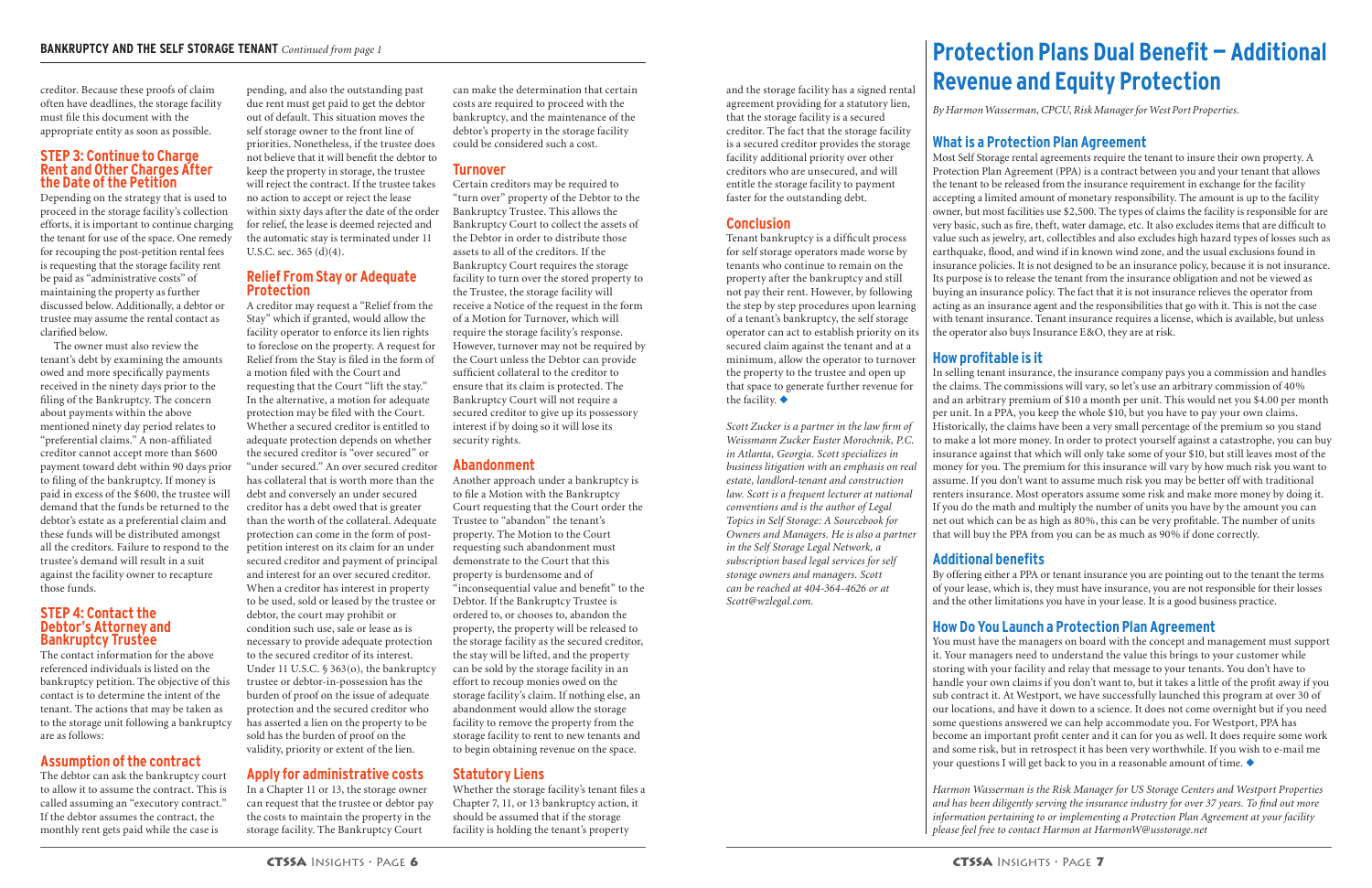creditor. Because these proofs of claim often have deadlines, the storage facility must file this document with the appropriate entity as soon as possible.

### STEP 3: Continue to Charge Rent and Other Charges After the Date of the Petition

Depending on the strategy that is used to proceed in the storage facility's collection efforts, it is important to continue charging the tenant for use of the space. One remedy for recouping the post-petition rental fees is requesting that the storage facility rent be paid as "administrative costs" of maintaining the property as further discussed below. Additionally, a debtor or trustee may assume the rental contact as clarified below.

The owner must also review the tenant's debt by examining the amounts owed and more specifically payments received in the ninety days prior to the filing of the Bankruptcy. The concern about payments within the above mentioned ninety day period relates to "preferential claims." A non-affiliated creditor cannot accept more than $600 payment toward debt within 90 days prior to filing of the bankruptcy. If money is paid in excess of the $600, the trustee will demand that the funds be returned to the debtor's estate as a preferential claim and these funds will be distributed amongst all the creditors. Failure to respond to the trustee's demand will result in a suit against the facility owner to recapture those funds.

### STEP 4: Contact the Debtor's Attorney and Bankruptcy Trustee

The contact information for the above referenced individuals is listed on the bankruptcy petition. The objective of this contact is to determine the intent of the tenant. The actions that may be taken as to the storage unit following a bankruptcy are as follows:

### Assumption of the contract

The debtor can ask the bankruptcy court to allow it to assume the contract. This is called assuming an "executory contract." If the debtor assumes the contract, the monthly rent gets paid while the case is pending, and also the outstanding past due rent must get paid to get the debtor out of default. This situation moves the self storage owner to the front line of priorities. Nonetheless, if the trustee does not believe that it will benefit the debtor to keep the property in storage, the trustee will reject the contract. If the trustee takes no action to accept or reject the lease within sixty days after the date of the order for relief, the lease is deemed rejected and the automatic stay is terminated under 11 U.S.C. sec. 365 (d)(4).

### Relief From Stay or Adequate Protection

A creditor may request a "Relief from the Stay" which if granted, would allow the facility operator to enforce its lien rights to foreclose on the property. A request for Relief from the Stay is filed in the form of a motion filed with the Court and requesting that the Court "lift the stay." In the alternative, a motion for adequate protection may be filed with the Court. Whether a secured creditor is entitled to adequate protection depends on whether the secured creditor is "over secured" or "under secured." An over secured creditor has collateral that is worth more than the debt and conversely an under secured creditor has a debt owed that is greater than the worth of the collateral. Adequate protection can come in the form of post-petition interest on its claim for an under secured creditor and payment of principal and interest for an over secured creditor. When a creditor has interest in property to be used, sold or leased by the trustee or debtor, the court may prohibit or condition such use, sale or lease as is necessary to provide adequate protection to the secured creditor of its interest. Under 11 U.S.C. § 363(o), the bankruptcy trustee or debtor-in-possession has the burden of proof on the issue of adequate protection and the secured creditor who has asserted a lien on the property to be sold has the burden of proof on the validity, priority or extent of the lien.

### Apply for administrative costs

In a Chapter 11 or 13, the storage owner can request that the trustee or debtor pay the costs to maintain the property in the storage facility. The Bankruptcy Court can make the determination that certain costs are required to proceed with the bankruptcy, and the maintenance of the debtor's property in the storage facility could be considered such a cost.

### Turnover

Certain creditors may be required to "turn over" property of the Debtor to the Bankruptcy Trustee. This allows the Bankruptcy Court to collect the assets of the Debtor in order to distribute those assets to all of the creditors. If the Bankruptcy Court requires the storage facility to turn over the stored property to the Trustee, the storage facility will receive a Notice of the request in the form of a Motion for Turnover, which will require the storage facility's response. However, turnover may not be required by the Court unless the Debtor can provide sufficient collateral to the creditor to ensure that its claim is protected. The Bankruptcy Court will not require a secured creditor to give up its possessory interest if by doing so it will lose its security rights.

### Abandonment

Another approach under a bankruptcy is to file a Motion with the Bankruptcy Court requesting that the Court order the Trustee to "abandon" the tenant's property. The Motion to the Court requesting such abandonment must demonstrate to the Court that this property is burdensome and of "inconsequential value and benefit" to the Debtor. If the Bankruptcy Trustee is ordered to, or chooses to, abandon the property, the property will be released to the storage facility as the secured creditor, the stay will be lifted, and the property can be sold by the storage facility in an effort to recoup monies owed on the storage facility's claim. If nothing else, an abandonment would allow the storage facility to remove the property from the storage facility to rent to new tenants and to begin obtaining revenue on the space.

### Statutory Liens

Whether the storage facility's tenant files a Chapter 7, 11, or 13 bankruptcy action, it should be assumed that if the storage facility is holding the tenant's property and the storage facility has a signed rental agreement providing for a statutory lien, that the storage facility is a secured creditor. The fact that the storage facility is a secured creditor provides the storage facility additional priority over other creditors who are unsecured, and will entitle the storage facility to payment faster for the outstanding debt.

### Conclusion

Tenant bankruptcy is a difficult process for self storage operators made worse by tenants who continue to remain on the property after the bankruptcy and still not pay their rent. However, by following the step by step procedures upon learning of a tenant's bankruptcy, the self storage operator can act to establish priority on its secured claim against the tenant and at a minimum, allow the operator to turnover the property to the trustee and open up that space to generate further revenue for the facility. ◆

*Scott Zucker is a partner in the law firm of Weissmann Zucker Euster Morochnik, P.C. in Atlanta, Georgia. Scott specializes in business litigation with an emphasis on real estate, landlord-tenant and construction law. Scott is a frequent lecturer at national conventions and is the author of Legal Topics in Self Storage: A Sourcebook for Owners and Managers. He is also a partner in the Self Storage Legal Network, a subscription based legal services for self storage owners and managers. Scott can be reached at 404-364-4626 or at Scott@wzlegal.com.*

# Protection Plans Dual Benefit — Additional Revenue and Equity Protection

*By Harmon Wasserman, CPCU, Risk Manager for West Port Properties.*

## What is a Protection Plan Agreement

Most Self Storage rental agreements require the tenant to insure their own property. A Protection Plan Agreement (PPA) is a contract between you and your tenant that allows the tenant to be released from the insurance requirement in exchange for the facility accepting a limited amount of monetary responsibility. The amount is up to the facility owner, but most facilities use $2,500. The types of claims the facility is responsible for are very basic, such as fire, theft, water damage, etc. It also excludes items that are difficult to value such as jewelry, art, collectibles and also excludes high hazard types of losses such as earthquake, flood, and wind if in known wind zone, and the usual exclusions found in insurance policies. It is not designed to be an insurance policy, because it is not insurance. Its purpose is to release the tenant from the insurance obligation and not be viewed as buying an insurance policy. The fact that it is not insurance relieves the operator from acting as an insurance agent and the responsibilities that go with it. This is not the case with tenant insurance. Tenant insurance requires a license, which is available, but unless the operator also buys Insurance E&O, they are at risk.

## How profitable is it

In selling tenant insurance, the insurance company pays you a commission and handles the claims. The commissions will vary, so let's use an arbitrary commission of 40% and an arbitrary premium of $10 a month per unit. This would net you $4.00 per month per unit. In a PPA, you keep the whole $10, but you have to pay your own claims. Historically, the claims have been a very small percentage of the premium so you stand to make a lot more money. In order to protect yourself against a catastrophe, you can buy insurance against that which will only take some of your $10, but still leaves most of the money for you. The premium for this insurance will vary by how much risk you want to assume. If you don't want to assume much risk you may be better off with traditional renters insurance. Most operators assume some risk and make more money by doing it. If you do the math and multiply the number of units you have by the amount you can net out which can be as high as 80%, this can be very profitable. The number of units that will buy the PPA from you can be as much as 90% if done correctly.

## Additional benefits

By offering either a PPA or tenant insurance you are pointing out to the tenant the terms of your lease, which is, they must have insurance, you are not responsible for their losses and the other limitations you have in your lease. It is a good business practice.

## How Do You Launch a Protection Plan Agreement

You must have the managers on board with the concept and management must support it. Your managers need to understand the value this brings to your customer while storing with your facility and relay that message to your tenants. You don't have to handle your own claims if you don't want to, but it takes a little of the profit away if you sub contract it. At Westport, we have successfully launched this program at over 30 of our locations, and have it down to a science. It does not come overnight but if you need some questions answered we can help accommodate you. For Westport, PPA has become an important profit center and it can for you as well. It does require some work and some risk, but in retrospect it has been very worthwhile. If you wish to e-mail me your questions I will get back to you in a reasonable amount of time. ◆

*Harmon Wasserman is the Risk Manager for US Storage Centers and Westport Properties and has been diligently serving the insurance industry for over 37 years. To find out more information pertaining to or implementing a Protection Plan Agreement at your facility please feel free to contact Harmon at HarmonW@usstorage.net*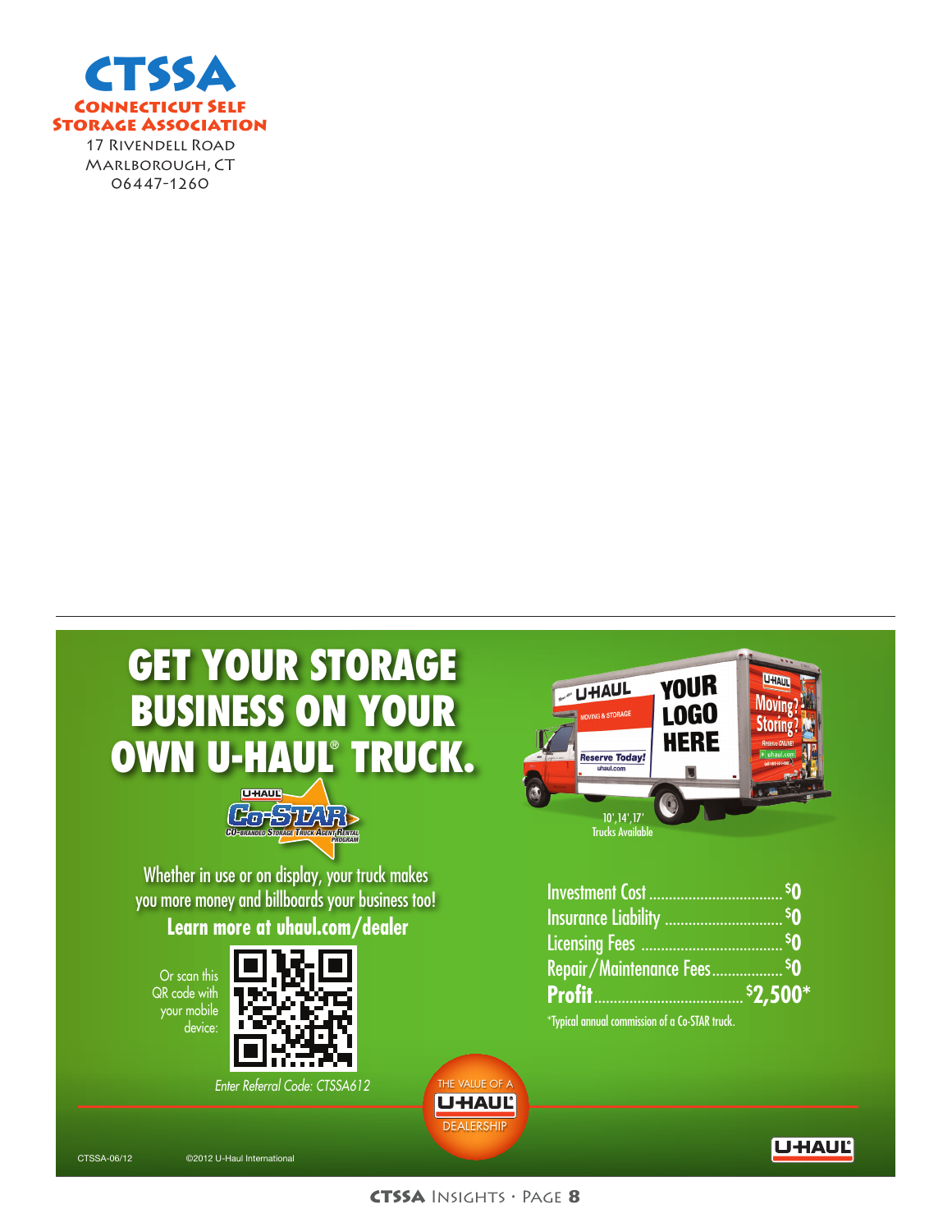**CTSSA**
**Connecticut Self Storage Association**
17 Rivendell Road
Marlborough, CT
06447-1260

# GET YOUR STORAGE BUSINESS ON YOUR OWN U-HAUL® TRUCK.

U-HAUL Co-STAR
CO-BRANDED STORAGE TRUCK AGENT RENTAL PROGRAM

Whether in use or on display, your truck makes you more money and billboards your business too!

**Learn more at uhaul.com/dealer**

Or scan this QR code with your mobile device:

*Enter Referral Code: CTSSA612*

U-HAUL
MOVING & STORAGE
YOUR LOGO HERE
Reserve Today!
uhaul.com
Moving? Storing?

10', 14', 17'
Trucks Available

| | |
|---|---|
| Investment Cost | $0 |
| Insurance Liability | $0 |
| Licensing Fees | $0 |
| Repair/Maintenance Fees | $0 |
| **Profit** | **$2,500*** |

*Typical annual commission of a Co-STAR truck.

THE VALUE OF A U-HAUL® DEALERSHIP

CTSSA-06/12 ©2012 U-Haul International

U-HAUL®